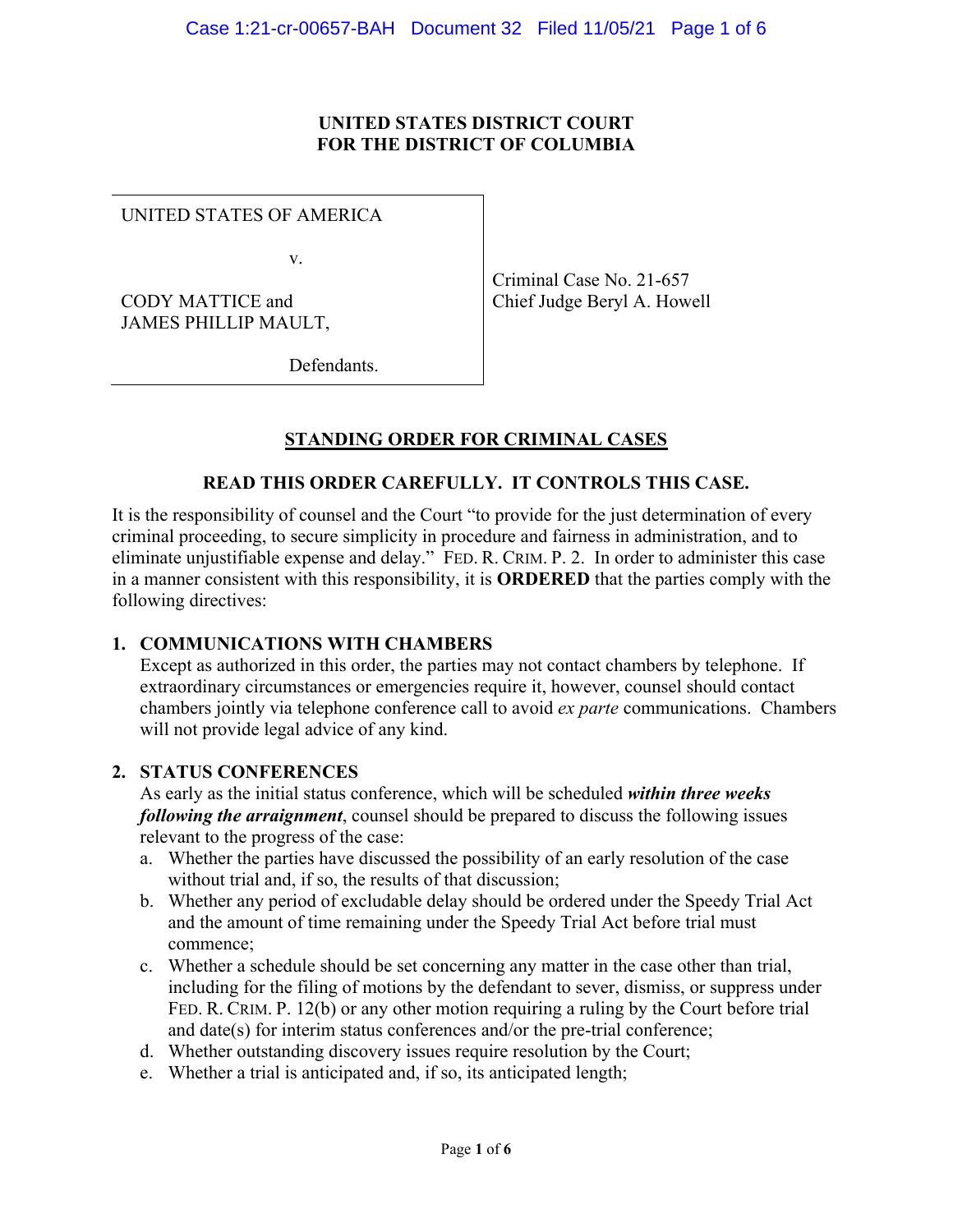**UNITED STATES DISTRICT COURT**
**FOR THE DISTRICT OF COLUMBIA**

| | |
|---|---|
| UNITED STATES OF AMERICA<br><br>v.<br><br>CODY MATTICE and<br>JAMES PHILLIP MAULT,<br><br>Defendants. | Criminal Case No. 21-657<br>Chief Judge Beryl A. Howell |

## STANDING ORDER FOR CRIMINAL CASES

### READ THIS ORDER CAREFULLY. IT CONTROLS THIS CASE.

It is the responsibility of counsel and the Court "to provide for the just determination of every criminal proceeding, to secure simplicity in procedure and fairness in administration, and to eliminate unjustifiable expense and delay." FED. R. CRIM. P. 2. In order to administer this case in a manner consistent with this responsibility, it is **ORDERED** that the parties comply with the following directives:

**1. COMMUNICATIONS WITH CHAMBERS**

Except as authorized in this order, the parties may not contact chambers by telephone. If extraordinary circumstances or emergencies require it, however, counsel should contact chambers jointly via telephone conference call to avoid *ex parte* communications. Chambers will not provide legal advice of any kind.

**2. STATUS CONFERENCES**

As early as the initial status conference, which will be scheduled ***within three weeks following the arraignment***, counsel should be prepared to discuss the following issues relevant to the progress of the case:

a. Whether the parties have discussed the possibility of an early resolution of the case without trial and, if so, the results of that discussion;
b. Whether any period of excludable delay should be ordered under the Speedy Trial Act and the amount of time remaining under the Speedy Trial Act before trial must commence;
c. Whether a schedule should be set concerning any matter in the case other than trial, including for the filing of motions by the defendant to sever, dismiss, or suppress under FED. R. CRIM. P. 12(b) or any other motion requiring a ruling by the Court before trial and date(s) for interim status conferences and/or the pre-trial conference;
d. Whether outstanding discovery issues require resolution by the Court;
e. Whether a trial is anticipated and, if so, its anticipated length;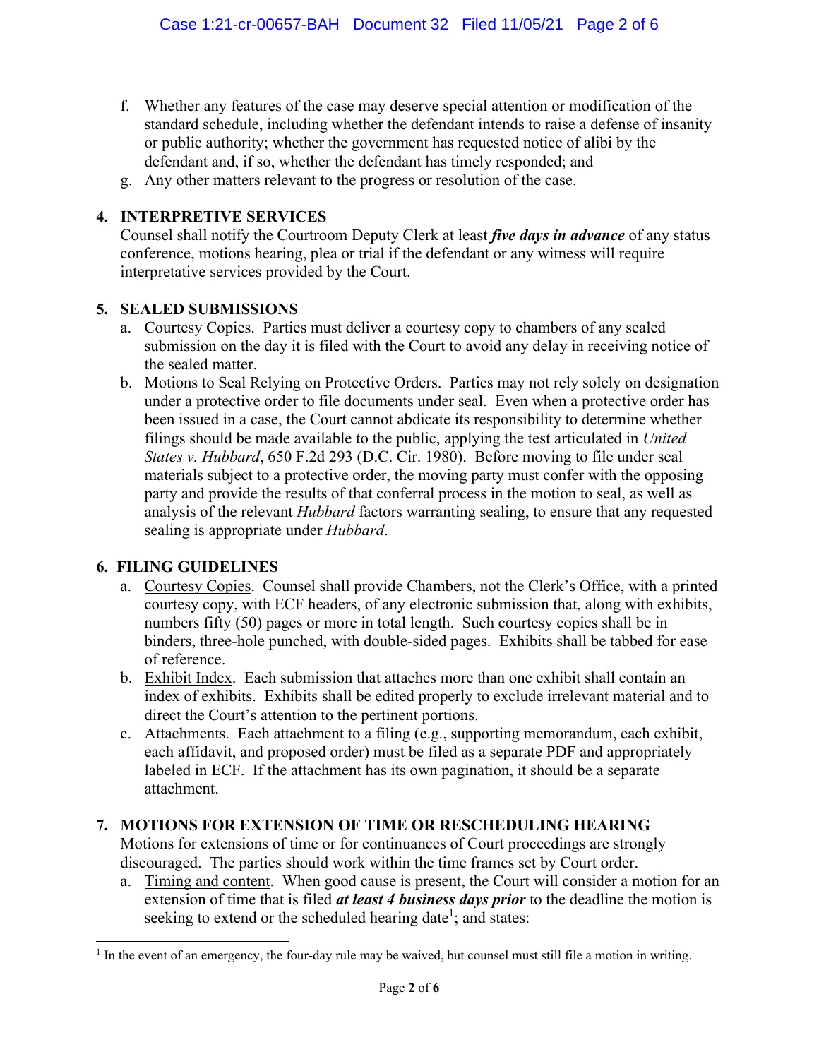f. Whether any features of the case may deserve special attention or modification of the standard schedule, including whether the defendant intends to raise a defense of insanity or public authority; whether the government has requested notice of alibi by the defendant and, if so, whether the defendant has timely responded; and
g. Any other matters relevant to the progress or resolution of the case.

## 4. INTERPRETIVE SERVICES

Counsel shall notify the Courtroom Deputy Clerk at least ***five days in advance*** of any status conference, motions hearing, plea or trial if the defendant or any witness will require interpretative services provided by the Court.

## 5. SEALED SUBMISSIONS

a. Courtesy Copies. Parties must deliver a courtesy copy to chambers of any sealed submission on the day it is filed with the Court to avoid any delay in receiving notice of the sealed matter.
b. Motions to Seal Relying on Protective Orders. Parties may not rely solely on designation under a protective order to file documents under seal. Even when a protective order has been issued in a case, the Court cannot abdicate its responsibility to determine whether filings should be made available to the public, applying the test articulated in *United States v. Hubbard*, 650 F.2d 293 (D.C. Cir. 1980). Before moving to file under seal materials subject to a protective order, the moving party must confer with the opposing party and provide the results of that conferral process in the motion to seal, as well as analysis of the relevant *Hubbard* factors warranting sealing, to ensure that any requested sealing is appropriate under *Hubbard*.

## 6. FILING GUIDELINES

a. Courtesy Copies. Counsel shall provide Chambers, not the Clerk's Office, with a printed courtesy copy, with ECF headers, of any electronic submission that, along with exhibits, numbers fifty (50) pages or more in total length. Such courtesy copies shall be in binders, three-hole punched, with double-sided pages. Exhibits shall be tabbed for ease of reference.
b. Exhibit Index. Each submission that attaches more than one exhibit shall contain an index of exhibits. Exhibits shall be edited properly to exclude irrelevant material and to direct the Court's attention to the pertinent portions.
c. Attachments. Each attachment to a filing (e.g., supporting memorandum, each exhibit, each affidavit, and proposed order) must be filed as a separate PDF and appropriately labeled in ECF. If the attachment has its own pagination, it should be a separate attachment.

## 7. MOTIONS FOR EXTENSION OF TIME OR RESCHEDULING HEARING

Motions for extensions of time or for continuances of Court proceedings are strongly discouraged. The parties should work within the time frames set by Court order.

a. Timing and content. When good cause is present, the Court will consider a motion for an extension of time that is filed ***at least 4 business days prior*** to the deadline the motion is seeking to extend or the scheduled hearing date[1]; and states:

[1] In the event of an emergency, the four-day rule may be waived, but counsel must still file a motion in writing.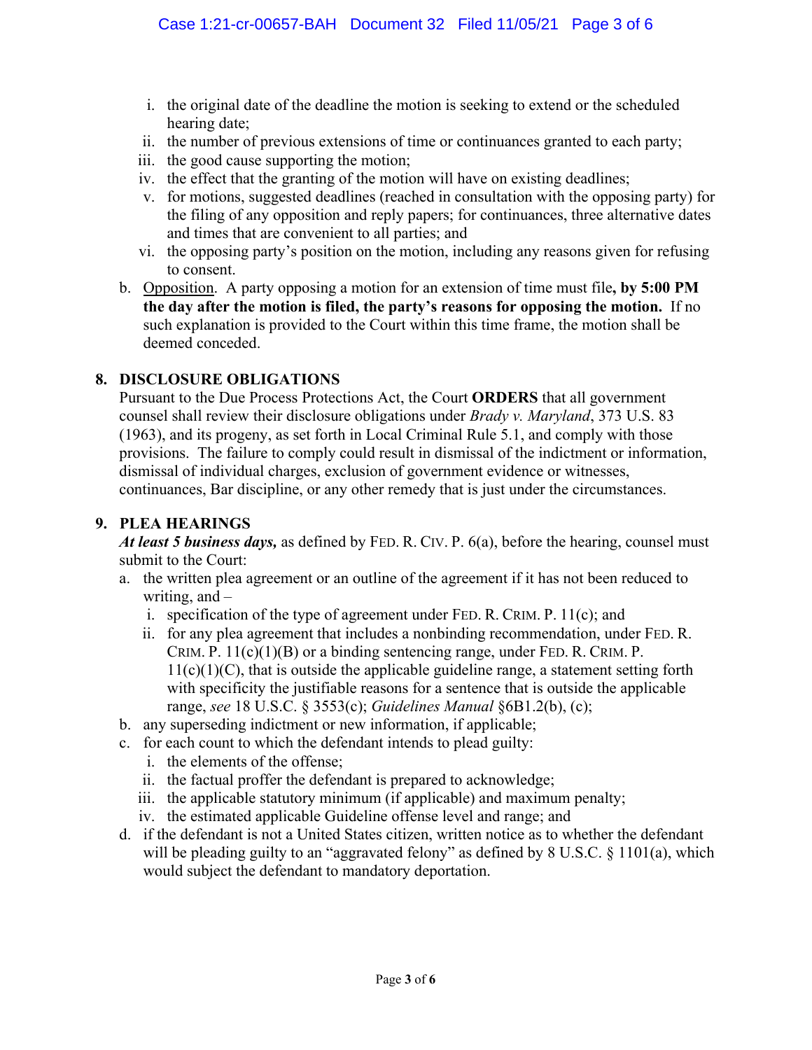i. the original date of the deadline the motion is seeking to extend or the scheduled hearing date;
   ii. the number of previous extensions of time or continuances granted to each party;
   iii. the good cause supporting the motion;
   iv. the effect that the granting of the motion will have on existing deadlines;
   v. for motions, suggested deadlines (reached in consultation with the opposing party) for the filing of any opposition and reply papers; for continuances, three alternative dates and times that are convenient to all parties; and
   vi. the opposing party's position on the motion, including any reasons given for refusing to consent.

b. Opposition. A party opposing a motion for an extension of time must file**, by 5:00 PM the day after the motion is filed, the party's reasons for opposing the motion.** If no such explanation is provided to the Court within this time frame, the motion shall be deemed conceded.

## 8. DISCLOSURE OBLIGATIONS

Pursuant to the Due Process Protections Act, the Court **ORDERS** that all government counsel shall review their disclosure obligations under *Brady v. Maryland*, 373 U.S. 83 (1963), and its progeny, as set forth in Local Criminal Rule 5.1, and comply with those provisions. The failure to comply could result in dismissal of the indictment or information, dismissal of individual charges, exclusion of government evidence or witnesses, continuances, Bar discipline, or any other remedy that is just under the circumstances.

## 9. PLEA HEARINGS

***At least 5 business days,*** as defined by FED. R. CIV. P. 6(a), before the hearing, counsel must submit to the Court:

a. the written plea agreement or an outline of the agreement if it has not been reduced to writing, and –
   i. specification of the type of agreement under FED. R. CRIM. P. 11(c); and
   ii. for any plea agreement that includes a nonbinding recommendation, under FED. R. CRIM. P. 11(c)(1)(B) or a binding sentencing range, under FED. R. CRIM. P. 11(c)(1)(C), that is outside the applicable guideline range, a statement setting forth with specificity the justifiable reasons for a sentence that is outside the applicable range, *see* 18 U.S.C. § 3553(c); *Guidelines Manual* §6B1.2(b), (c);

b. any superseding indictment or new information, if applicable;

c. for each count to which the defendant intends to plead guilty:
   i. the elements of the offense;
   ii. the factual proffer the defendant is prepared to acknowledge;
   iii. the applicable statutory minimum (if applicable) and maximum penalty;
   iv. the estimated applicable Guideline offense level and range; and

d. if the defendant is not a United States citizen, written notice as to whether the defendant will be pleading guilty to an "aggravated felony" as defined by 8 U.S.C. § 1101(a), which would subject the defendant to mandatory deportation.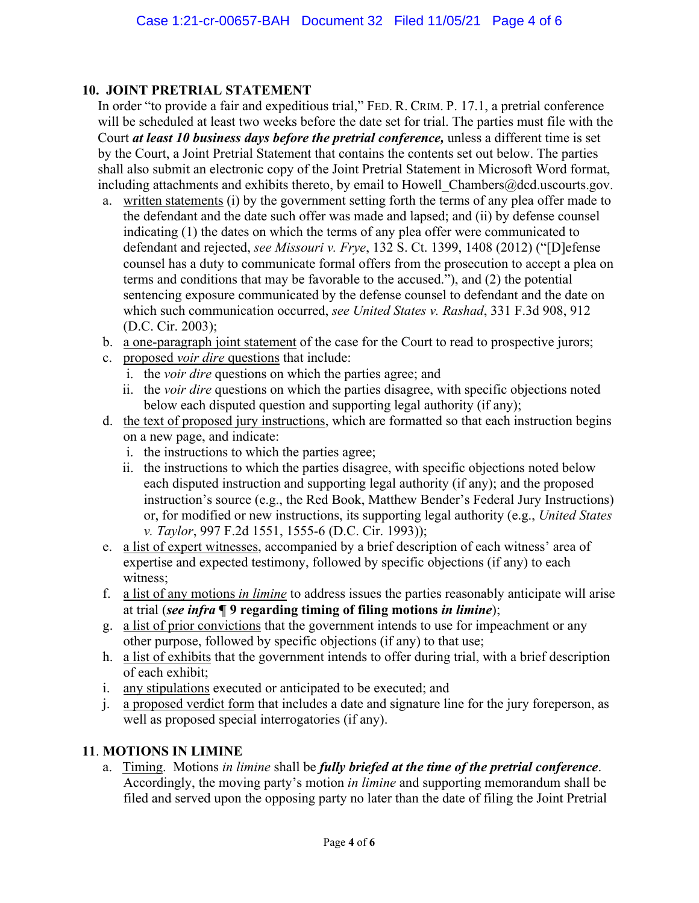## 10. JOINT PRETRIAL STATEMENT

In order "to provide a fair and expeditious trial," FED. R. CRIM. P. 17.1, a pretrial conference will be scheduled at least two weeks before the date set for trial. The parties must file with the Court ***at least 10 business days before the pretrial conference,*** unless a different time is set by the Court, a Joint Pretrial Statement that contains the contents set out below. The parties shall also submit an electronic copy of the Joint Pretrial Statement in Microsoft Word format, including attachments and exhibits thereto, by email to Howell_Chambers@dcd.uscourts.gov.

a. <u>written statements</u> (i) by the government setting forth the terms of any plea offer made to the defendant and the date such offer was made and lapsed; and (ii) by defense counsel indicating (1) the dates on which the terms of any plea offer were communicated to defendant and rejected, *see Missouri v. Frye*, 132 S. Ct. 1399, 1408 (2012) ("[D]efense counsel has a duty to communicate formal offers from the prosecution to accept a plea on terms and conditions that may be favorable to the accused."), and (2) the potential sentencing exposure communicated by the defense counsel to defendant and the date on which such communication occurred, *see United States v. Rashad*, 331 F.3d 908, 912 (D.C. Cir. 2003);

b. <u>a one-paragraph joint statement</u> of the case for the Court to read to prospective jurors;

c. <u>proposed *voir dire* questions</u> that include:
   i. the *voir dire* questions on which the parties agree; and
   ii. the *voir dire* questions on which the parties disagree, with specific objections noted below each disputed question and supporting legal authority (if any);

d. <u>the text of proposed jury instructions</u>, which are formatted so that each instruction begins on a new page, and indicate:
   i. the instructions to which the parties agree;
   ii. the instructions to which the parties disagree, with specific objections noted below each disputed instruction and supporting legal authority (if any); and the proposed instruction's source (e.g., the Red Book, Matthew Bender's Federal Jury Instructions) or, for modified or new instructions, its supporting legal authority (e.g., *United States v. Taylor*, 997 F.2d 1551, 1555-6 (D.C. Cir. 1993));

e. <u>a list of expert witnesses</u>, accompanied by a brief description of each witness' area of expertise and expected testimony, followed by specific objections (if any) to each witness;

f. <u>a list of any motions *in limine*</u> to address issues the parties reasonably anticipate will arise at trial (***see infra* ¶ 9 regarding timing of filing motions *in limine***);

g. <u>a list of prior convictions</u> that the government intends to use for impeachment or any other purpose, followed by specific objections (if any) to that use;

h. <u>a list of exhibits</u> that the government intends to offer during trial, with a brief description of each exhibit;

i. <u>any stipulations</u> executed or anticipated to be executed; and

j. <u>a proposed verdict form</u> that includes a date and signature line for the jury foreperson, as well as proposed special interrogatories (if any).

## 11. MOTIONS IN LIMINE

a. <u>Timing</u>. Motions *in limine* shall be ***fully briefed at the time of the pretrial conference***. Accordingly, the moving party's motion *in limine* and supporting memorandum shall be filed and served upon the opposing party no later than the date of filing the Joint Pretrial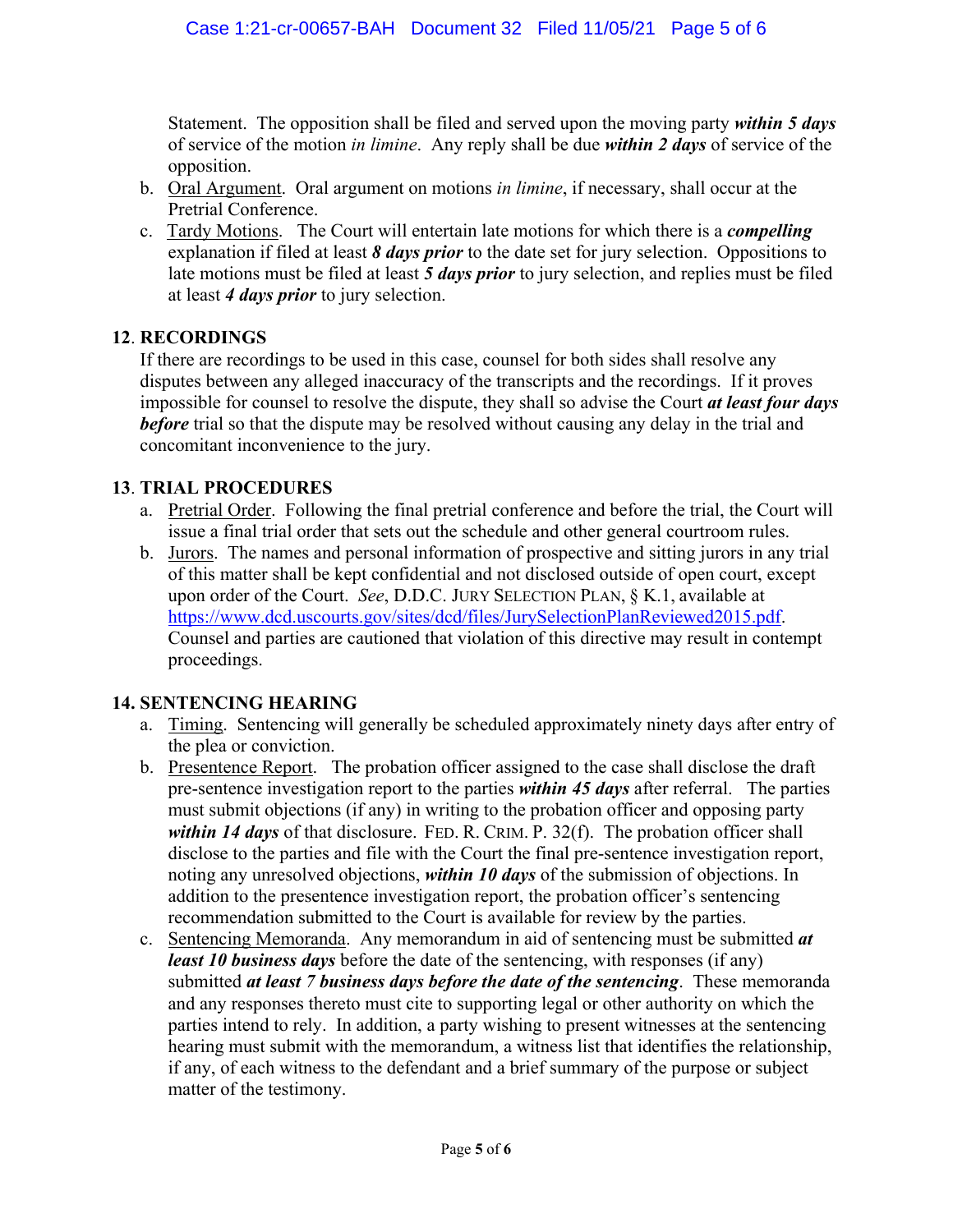Statement. The opposition shall be filed and served upon the moving party ***within 5 days*** of service of the motion *in limine*. Any reply shall be due ***within 2 days*** of service of the opposition.

b. Oral Argument. Oral argument on motions *in limine*, if necessary, shall occur at the Pretrial Conference.

c. Tardy Motions. The Court will entertain late motions for which there is a ***compelling*** explanation if filed at least ***8 days prior*** to the date set for jury selection. Oppositions to late motions must be filed at least ***5 days prior*** to jury selection, and replies must be filed at least ***4 days prior*** to jury selection.

## 12. RECORDINGS

If there are recordings to be used in this case, counsel for both sides shall resolve any disputes between any alleged inaccuracy of the transcripts and the recordings. If it proves impossible for counsel to resolve the dispute, they shall so advise the Court ***at least four days before*** trial so that the dispute may be resolved without causing any delay in the trial and concomitant inconvenience to the jury.

## 13. TRIAL PROCEDURES

a. Pretrial Order. Following the final pretrial conference and before the trial, the Court will issue a final trial order that sets out the schedule and other general courtroom rules.

b. Jurors. The names and personal information of prospective and sitting jurors in any trial of this matter shall be kept confidential and not disclosed outside of open court, except upon order of the Court. *See*, D.D.C. JURY SELECTION PLAN, § K.1, available at https://www.dcd.uscourts.gov/sites/dcd/files/JurySelectionPlanReviewed2015.pdf. Counsel and parties are cautioned that violation of this directive may result in contempt proceedings.

## 14. SENTENCING HEARING

a. Timing. Sentencing will generally be scheduled approximately ninety days after entry of the plea or conviction.

b. Presentence Report. The probation officer assigned to the case shall disclose the draft pre-sentence investigation report to the parties ***within 45 days*** after referral. The parties must submit objections (if any) in writing to the probation officer and opposing party ***within 14 days*** of that disclosure. FED. R. CRIM. P. 32(f). The probation officer shall disclose to the parties and file with the Court the final pre-sentence investigation report, noting any unresolved objections, ***within 10 days*** of the submission of objections. In addition to the presentence investigation report, the probation officer's sentencing recommendation submitted to the Court is available for review by the parties.

c. Sentencing Memoranda. Any memorandum in aid of sentencing must be submitted ***at least 10 business days*** before the date of the sentencing, with responses (if any) submitted ***at least 7 business days before the date of the sentencing***. These memoranda and any responses thereto must cite to supporting legal or other authority on which the parties intend to rely. In addition, a party wishing to present witnesses at the sentencing hearing must submit with the memorandum, a witness list that identifies the relationship, if any, of each witness to the defendant and a brief summary of the purpose or subject matter of the testimony.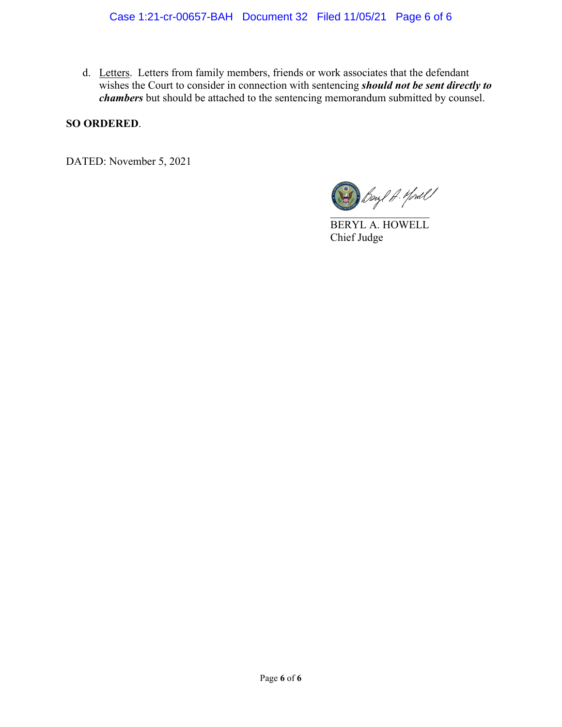d. Letters. Letters from family members, friends or work associates that the defendant wishes the Court to consider in connection with sentencing ***should not be sent directly to chambers*** but should be attached to the sentencing memorandum submitted by counsel.

**SO ORDERED**.

DATED: November 5, 2021

BERYL A. HOWELL
Chief Judge